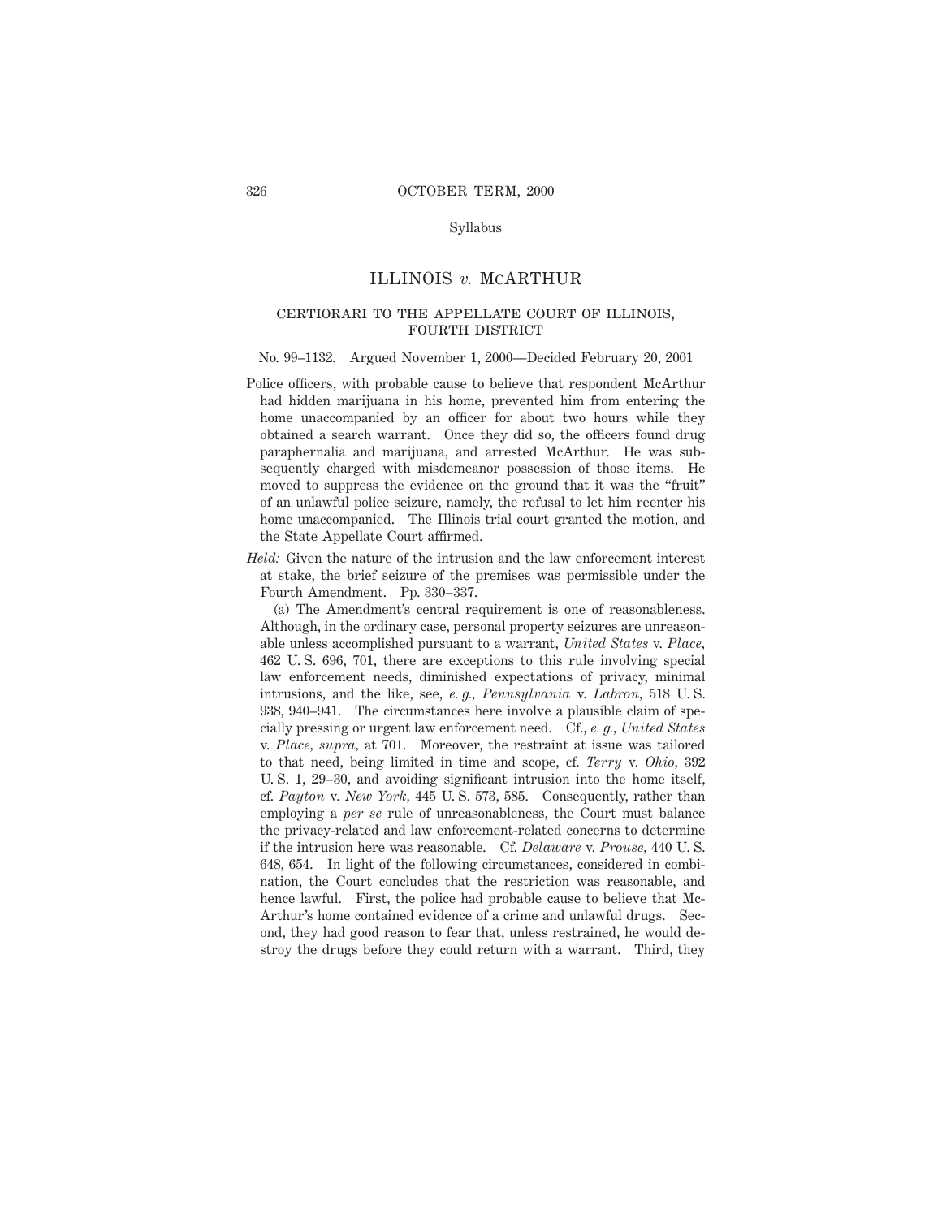Syllabus

# ILLINOIS *v.* McARTHUR

## CERTIORARI TO THE APPELLATE COURT OF ILLINOIS, FOURTH DISTRICT

No. 99–1132. Argued November 1, 2000—Decided February 20, 2001

Police officers, with probable cause to believe that respondent McArthur had hidden marijuana in his home, prevented him from entering the home unaccompanied by an officer for about two hours while they obtained a search warrant. Once they did so, the officers found drug paraphernalia and marijuana, and arrested McArthur. He was subsequently charged with misdemeanor possession of those items. He moved to suppress the evidence on the ground that it was the "fruit" of an unlawful police seizure, namely, the refusal to let him reenter his home unaccompanied. The Illinois trial court granted the motion, and the State Appellate Court affirmed.

*Held:* Given the nature of the intrusion and the law enforcement interest at stake, the brief seizure of the premises was permissible under the Fourth Amendment. Pp. 330–337.

(a) The Amendment's central requirement is one of reasonableness. Although, in the ordinary case, personal property seizures are unreasonable unless accomplished pursuant to a warrant, *United States* v. *Place*, 462 U. S. 696, 701, there are exceptions to this rule involving special law enforcement needs, diminished expectations of privacy, minimal intrusions, and the like, see, *e. g., Pennsylvania* v. *Labron*, 518 U. S. 938, 940–941. The circumstances here involve a plausible claim of specially pressing or urgent law enforcement need. Cf., *e. g., United States* v. *Place, supra,* at 701. Moreover, the restraint at issue was tailored to that need, being limited in time and scope, cf. *Terry* v. *Ohio,* 392 U. S. 1, 29–30, and avoiding significant intrusion into the home itself, cf. *Payton* v. *New York,* 445 U. S. 573, 585. Consequently, rather than employing a *per se* rule of unreasonableness, the Court must balance the privacy-related and law enforcement-related concerns to determine if the intrusion here was reasonable. Cf. *Delaware* v. *Prouse,* 440 U. S. 648, 654. In light of the following circumstances, considered in combination, the Court concludes that the restriction was reasonable, and hence lawful. First, the police had probable cause to believe that McArthur's home contained evidence of a crime and unlawful drugs. Second, they had good reason to fear that, unless restrained, he would destroy the drugs before they could return with a warrant. Third, they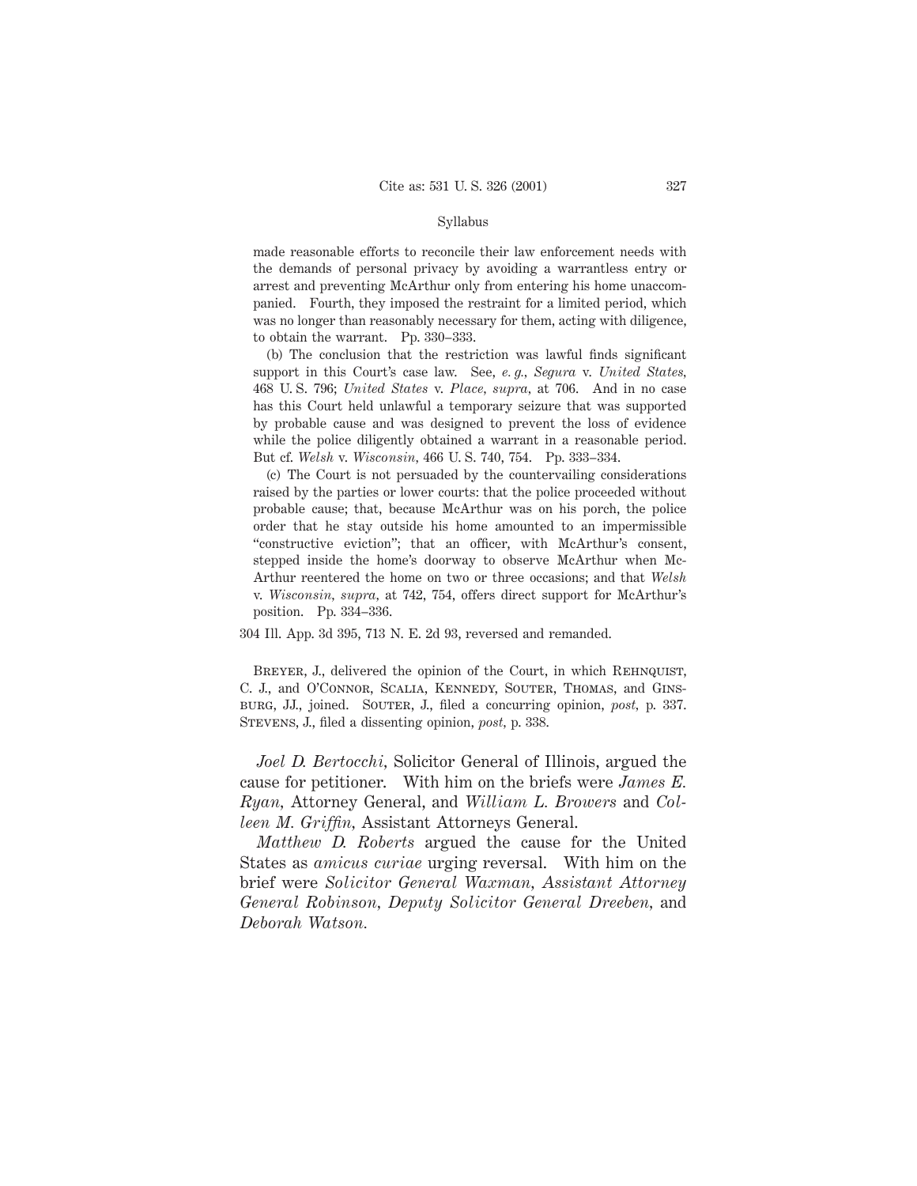made reasonable efforts to reconcile their law enforcement needs with the demands of personal privacy by avoiding a warrantless entry or arrest and preventing McArthur only from entering his home unaccompanied. Fourth, they imposed the restraint for a limited period, which was no longer than reasonably necessary for them, acting with diligence, to obtain the warrant. Pp. 330–333.

(b) The conclusion that the restriction was lawful finds significant support in this Court's case law. See, *e. g.*, *Segura* v. *United States*, 468 U. S. 796; *United States* v. *Place*, *supra*, at 706. And in no case has this Court held unlawful a temporary seizure that was supported by probable cause and was designed to prevent the loss of evidence while the police diligently obtained a warrant in a reasonable period. But cf. *Welsh* v. *Wisconsin*, 466 U. S. 740, 754. Pp. 333–334.

(c) The Court is not persuaded by the countervailing considerations raised by the parties or lower courts: that the police proceeded without probable cause; that, because McArthur was on his porch, the police order that he stay outside his home amounted to an impermissible "constructive eviction"; that an officer, with McArthur's consent, stepped inside the home's doorway to observe McArthur when McArthur reentered the home on two or three occasions; and that *Welsh* v. *Wisconsin*, *supra*, at 742, 754, offers direct support for McArthur's position. Pp. 334–336.

304 Ill. App. 3d 395, 713 N. E. 2d 93, reversed and remanded.

Breyer, J., delivered the opinion of the Court, in which Rehnquist, C. J., and O'Connor, Scalia, Kennedy, Souter, Thomas, and Ginsburg, JJ., joined. Souter, J., filed a concurring opinion, *post*, p. 337. Stevens, J., filed a dissenting opinion, *post*, p. 338.

*Joel D. Bertocchi*, Solicitor General of Illinois, argued the cause for petitioner. With him on the briefs were *James E. Ryan*, Attorney General, and *William L. Browers* and *Colleen M. Griffin*, Assistant Attorneys General.

*Matthew D. Roberts* argued the cause for the United States as *amicus curiae* urging reversal. With him on the brief were *Solicitor General Waxman*, *Assistant Attorney General Robinson*, *Deputy Solicitor General Dreeben*, and *Deborah Watson*.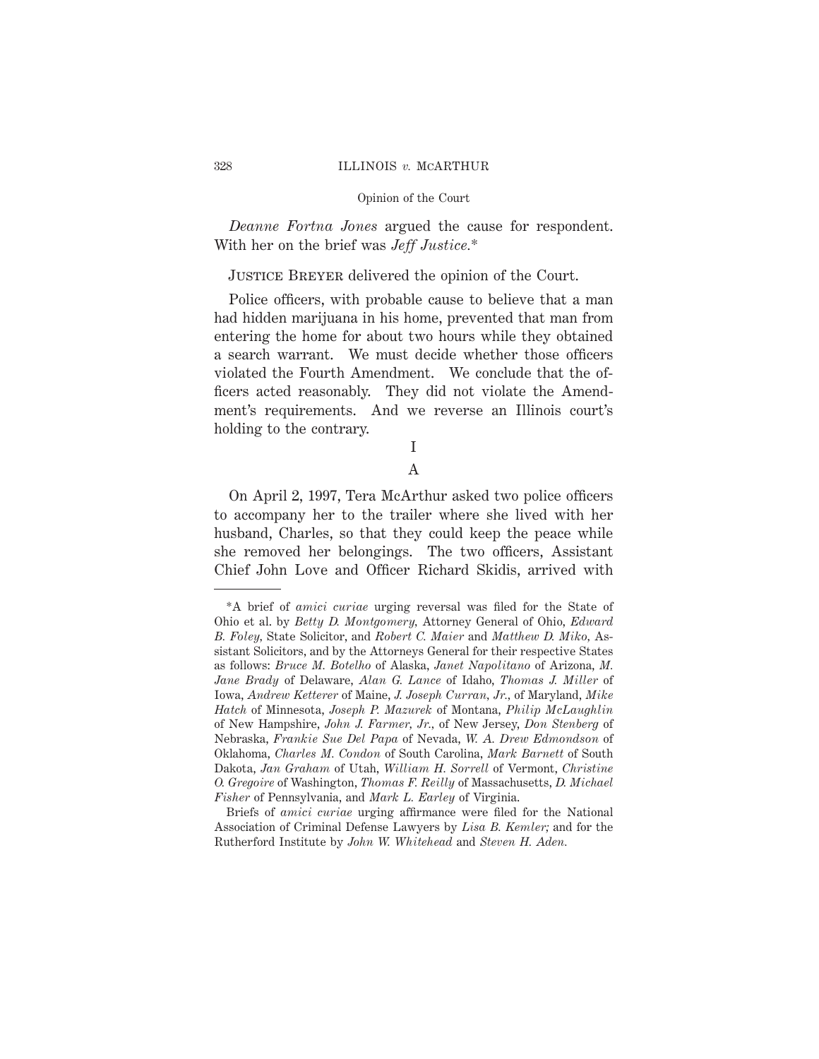*Deanne Fortna Jones* argued the cause for respondent. With her on the brief was *Jeff Justice*.*

Justice Breyer delivered the opinion of the Court.

Police officers, with probable cause to believe that a man had hidden marijuana in his home, prevented that man from entering the home for about two hours while they obtained a search warrant. We must decide whether those officers violated the Fourth Amendment. We conclude that the officers acted reasonably. They did not violate the Amendment's requirements. And we reverse an Illinois court's holding to the contrary.

## I

### A

On April 2, 1997, Tera McArthur asked two police officers to accompany her to the trailer where she lived with her husband, Charles, so that they could keep the peace while she removed her belongings. The two officers, Assistant Chief John Love and Officer Richard Skidis, arrived with

---

*A brief of *amici curiae* urging reversal was filed for the State of Ohio et al. by *Betty D. Montgomery*, Attorney General of Ohio, *Edward B. Foley*, State Solicitor, and *Robert C. Maier* and *Matthew D. Miko*, Assistant Solicitors, and by the Attorneys General for their respective States as follows: *Bruce M. Botelho* of Alaska, *Janet Napolitano* of Arizona, *M. Jane Brady* of Delaware, *Alan G. Lance* of Idaho, *Thomas J. Miller* of Iowa, *Andrew Ketterer* of Maine, *J. Joseph Curran, Jr.*, of Maryland, *Mike Hatch* of Minnesota, *Joseph P. Mazurek* of Montana, *Philip McLaughlin* of New Hampshire, *John J. Farmer, Jr.*, of New Jersey, *Don Stenberg* of Nebraska, *Frankie Sue Del Papa* of Nevada, *W. A. Drew Edmondson* of Oklahoma, *Charles M. Condon* of South Carolina, *Mark Barnett* of South Dakota, *Jan Graham* of Utah, *William H. Sorrell* of Vermont, *Christine O. Gregoire* of Washington, *Thomas F. Reilly* of Massachusetts, *D. Michael Fisher* of Pennsylvania, and *Mark L. Earley* of Virginia.

Briefs of *amici curiae* urging affirmance were filed for the National Association of Criminal Defense Lawyers by *Lisa B. Kemler*; and for the Rutherford Institute by *John W. Whitehead* and *Steven H. Aden*.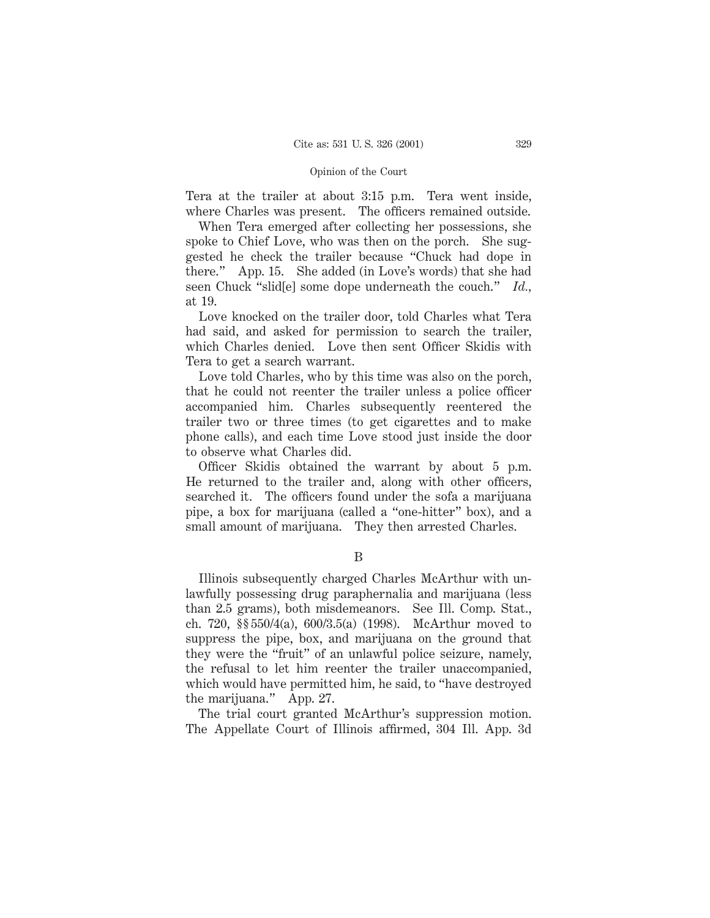Tera at the trailer at about 3:15 p.m. Tera went inside, where Charles was present. The officers remained outside.

When Tera emerged after collecting her possessions, she spoke to Chief Love, who was then on the porch. She suggested he check the trailer because "Chuck had dope in there." App. 15. She added (in Love's words) that she had seen Chuck "slid[e] some dope underneath the couch." *Id.*, at 19.

Love knocked on the trailer door, told Charles what Tera had said, and asked for permission to search the trailer, which Charles denied. Love then sent Officer Skidis with Tera to get a search warrant.

Love told Charles, who by this time was also on the porch, that he could not reenter the trailer unless a police officer accompanied him. Charles subsequently reentered the trailer two or three times (to get cigarettes and to make phone calls), and each time Love stood just inside the door to observe what Charles did.

Officer Skidis obtained the warrant by about 5 p.m. He returned to the trailer and, along with other officers, searched it. The officers found under the sofa a marijuana pipe, a box for marijuana (called a "one-hitter" box), and a small amount of marijuana. They then arrested Charles.

## B

Illinois subsequently charged Charles McArthur with unlawfully possessing drug paraphernalia and marijuana (less than 2.5 grams), both misdemeanors. See Ill. Comp. Stat., ch. 720, §§ 550/4(a), 600/3.5(a) (1998). McArthur moved to suppress the pipe, box, and marijuana on the ground that they were the "fruit" of an unlawful police seizure, namely, the refusal to let him reenter the trailer unaccompanied, which would have permitted him, he said, to "have destroyed the marijuana." App. 27.

The trial court granted McArthur's suppression motion. The Appellate Court of Illinois affirmed, 304 Ill. App. 3d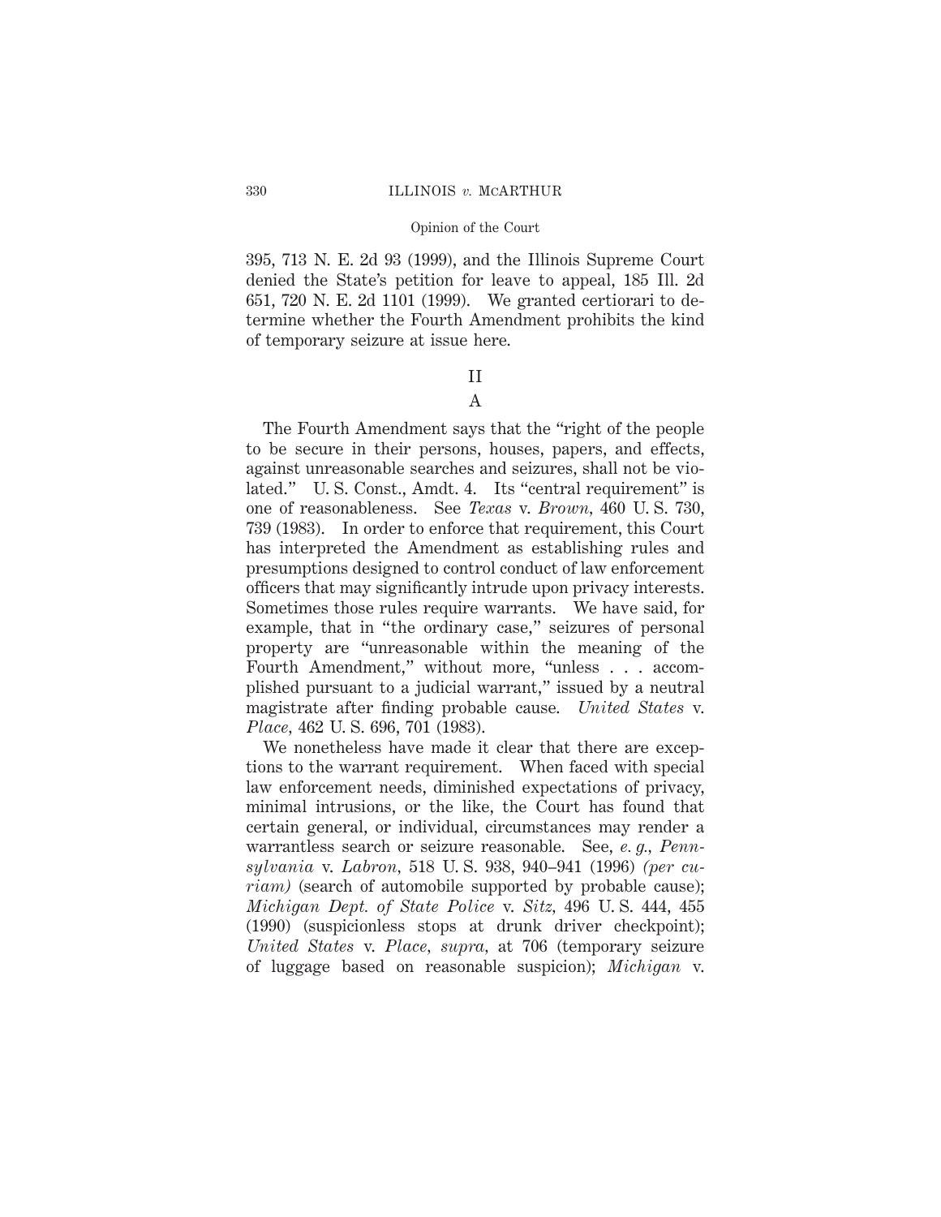395, 713 N. E. 2d 93 (1999), and the Illinois Supreme Court denied the State's petition for leave to appeal, 185 Ill. 2d 651, 720 N. E. 2d 1101 (1999). We granted certiorari to determine whether the Fourth Amendment prohibits the kind of temporary seizure at issue here.

## II

### A

The Fourth Amendment says that the "right of the people to be secure in their persons, houses, papers, and effects, against unreasonable searches and seizures, shall not be violated." U. S. Const., Amdt. 4. Its "central requirement" is one of reasonableness. See *Texas* v. *Brown*, 460 U. S. 730, 739 (1983). In order to enforce that requirement, this Court has interpreted the Amendment as establishing rules and presumptions designed to control conduct of law enforcement officers that may significantly intrude upon privacy interests. Sometimes those rules require warrants. We have said, for example, that in "the ordinary case," seizures of personal property are "unreasonable within the meaning of the Fourth Amendment," without more, "unless . . . accomplished pursuant to a judicial warrant," issued by a neutral magistrate after finding probable cause. *United States* v. *Place*, 462 U. S. 696, 701 (1983).

We nonetheless have made it clear that there are exceptions to the warrant requirement. When faced with special law enforcement needs, diminished expectations of privacy, minimal intrusions, or the like, the Court has found that certain general, or individual, circumstances may render a warrantless search or seizure reasonable. See, *e. g.*, *Pennsylvania* v. *Labron*, 518 U. S. 938, 940–941 (1996) *(per curiam)* (search of automobile supported by probable cause); *Michigan Dept. of State Police* v. *Sitz*, 496 U. S. 444, 455 (1990) (suspicionless stops at drunk driver checkpoint); *United States* v. *Place*, *supra*, at 706 (temporary seizure of luggage based on reasonable suspicion); *Michigan* v.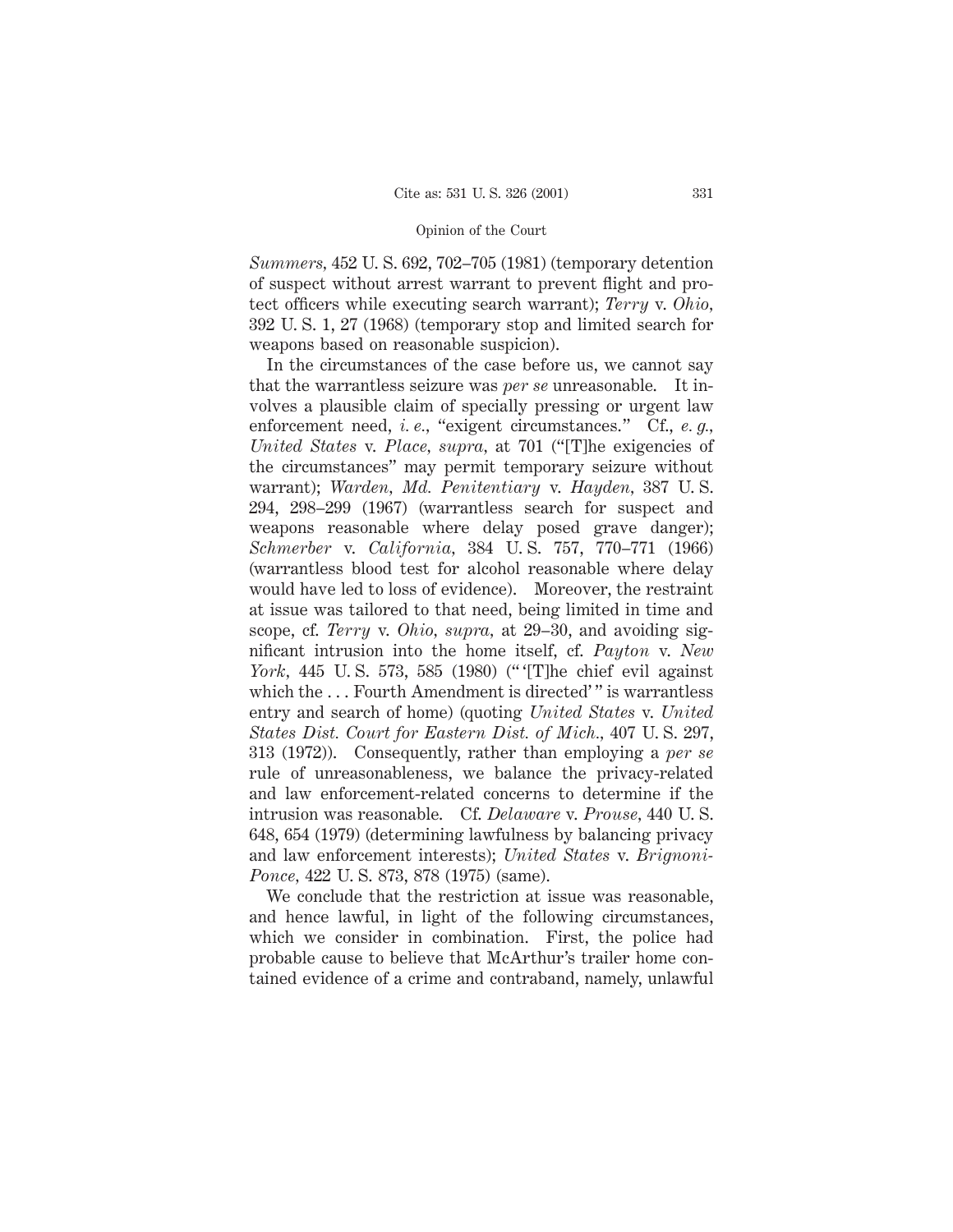*Summers*, 452 U. S. 692, 702–705 (1981) (temporary detention of suspect without arrest warrant to prevent flight and protect officers while executing search warrant); *Terry* v. *Ohio*, 392 U. S. 1, 27 (1968) (temporary stop and limited search for weapons based on reasonable suspicion).

In the circumstances of the case before us, we cannot say that the warrantless seizure was *per se* unreasonable. It involves a plausible claim of specially pressing or urgent law enforcement need, *i. e.*, "exigent circumstances." Cf., *e. g.*, *United States* v. *Place*, *supra*, at 701 ("[T]he exigencies of the circumstances" may permit temporary seizure without warrant); *Warden, Md. Penitentiary* v. *Hayden*, 387 U. S. 294, 298–299 (1967) (warrantless search for suspect and weapons reasonable where delay posed grave danger); *Schmerber* v. *California*, 384 U. S. 757, 770–771 (1966) (warrantless blood test for alcohol reasonable where delay would have led to loss of evidence). Moreover, the restraint at issue was tailored to that need, being limited in time and scope, cf. *Terry* v. *Ohio*, *supra*, at 29–30, and avoiding significant intrusion into the home itself, cf. *Payton* v. *New York*, 445 U. S. 573, 585 (1980) ("'[T]he chief evil against which the . . . Fourth Amendment is directed'" is warrantless entry and search of home) (quoting *United States* v. *United States Dist. Court for Eastern Dist. of Mich.*, 407 U. S. 297, 313 (1972)). Consequently, rather than employing a *per se* rule of unreasonableness, we balance the privacy-related and law enforcement-related concerns to determine if the intrusion was reasonable. Cf. *Delaware* v. *Prouse*, 440 U. S. 648, 654 (1979) (determining lawfulness by balancing privacy and law enforcement interests); *United States* v. *Brignoni-Ponce*, 422 U. S. 873, 878 (1975) (same).

We conclude that the restriction at issue was reasonable, and hence lawful, in light of the following circumstances, which we consider in combination. First, the police had probable cause to believe that McArthur's trailer home contained evidence of a crime and contraband, namely, unlawful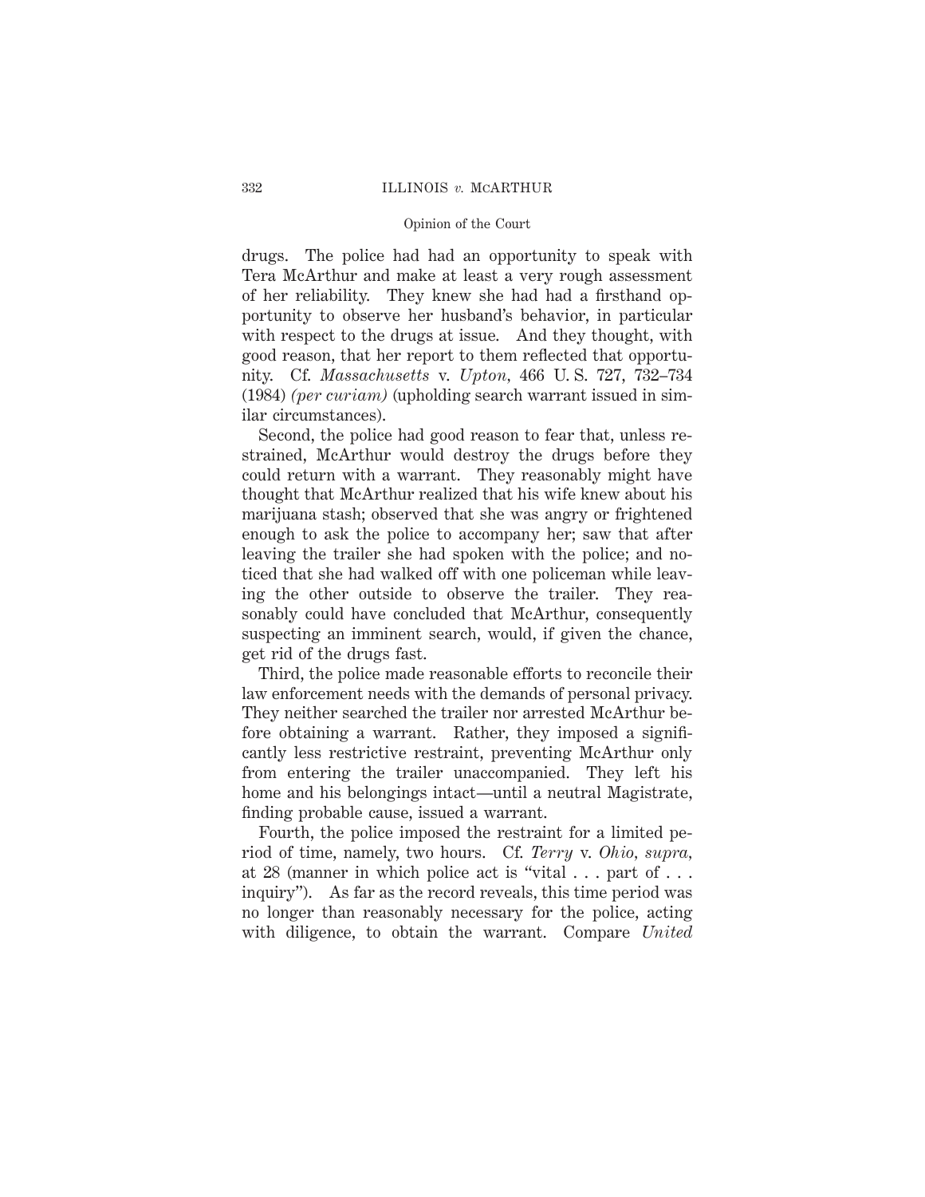drugs. The police had had an opportunity to speak with Tera McArthur and make at least a very rough assessment of her reliability. They knew she had had a firsthand opportunity to observe her husband's behavior, in particular with respect to the drugs at issue. And they thought, with good reason, that her report to them reflected that opportunity. Cf. *Massachusetts* v. *Upton*, 466 U. S. 727, 732–734 (1984) *(per curiam)* (upholding search warrant issued in similar circumstances).

Second, the police had good reason to fear that, unless restrained, McArthur would destroy the drugs before they could return with a warrant. They reasonably might have thought that McArthur realized that his wife knew about his marijuana stash; observed that she was angry or frightened enough to ask the police to accompany her; saw that after leaving the trailer she had spoken with the police; and noticed that she had walked off with one policeman while leaving the other outside to observe the trailer. They reasonably could have concluded that McArthur, consequently suspecting an imminent search, would, if given the chance, get rid of the drugs fast.

Third, the police made reasonable efforts to reconcile their law enforcement needs with the demands of personal privacy. They neither searched the trailer nor arrested McArthur before obtaining a warrant. Rather, they imposed a significantly less restrictive restraint, preventing McArthur only from entering the trailer unaccompanied. They left his home and his belongings intact—until a neutral Magistrate, finding probable cause, issued a warrant.

Fourth, the police imposed the restraint for a limited period of time, namely, two hours. Cf. *Terry* v. *Ohio*, *supra*, at 28 (manner in which police act is "vital . . . part of . . . inquiry"). As far as the record reveals, this time period was no longer than reasonably necessary for the police, acting with diligence, to obtain the warrant. Compare *United*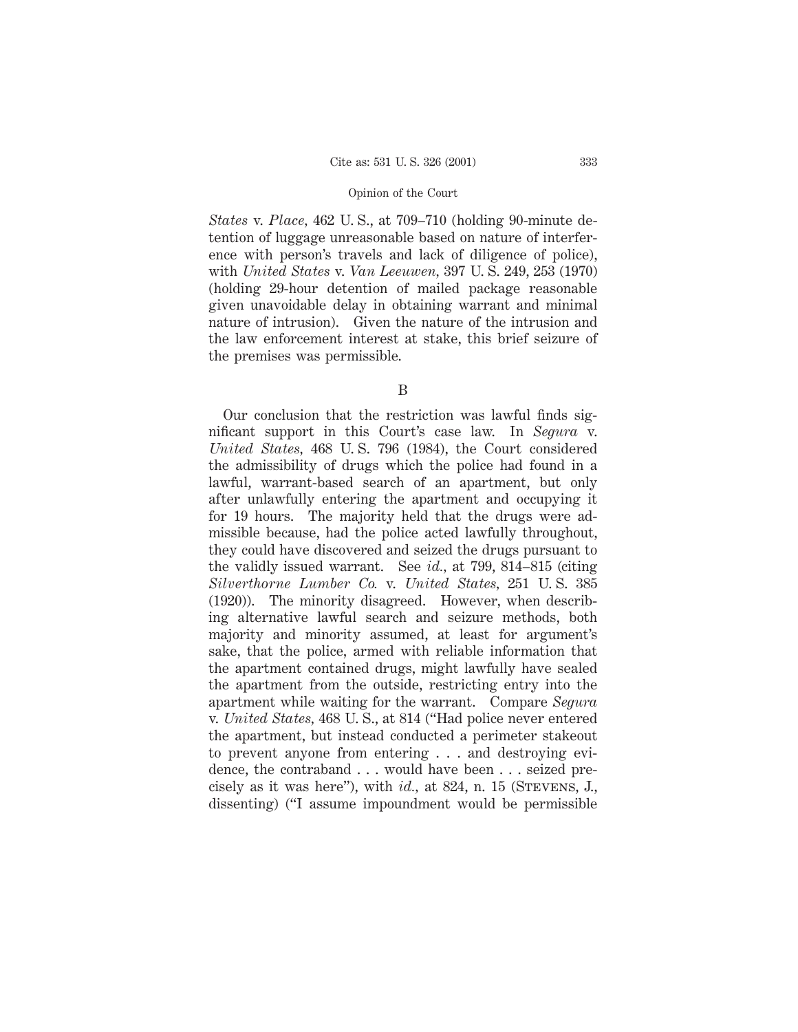*States* v. *Place*, 462 U. S., at 709–710 (holding 90-minute detention of luggage unreasonable based on nature of interference with person's travels and lack of diligence of police), with *United States* v. *Van Leeuwen*, 397 U. S. 249, 253 (1970) (holding 29-hour detention of mailed package reasonable given unavoidable delay in obtaining warrant and minimal nature of intrusion). Given the nature of the intrusion and the law enforcement interest at stake, this brief seizure of the premises was permissible.

B

Our conclusion that the restriction was lawful finds significant support in this Court's case law. In *Segura* v. *United States*, 468 U. S. 796 (1984), the Court considered the admissibility of drugs which the police had found in a lawful, warrant-based search of an apartment, but only after unlawfully entering the apartment and occupying it for 19 hours. The majority held that the drugs were admissible because, had the police acted lawfully throughout, they could have discovered and seized the drugs pursuant to the validly issued warrant. See *id.*, at 799, 814–815 (citing *Silverthorne Lumber Co.* v. *United States*, 251 U. S. 385 (1920)). The minority disagreed. However, when describing alternative lawful search and seizure methods, both majority and minority assumed, at least for argument's sake, that the police, armed with reliable information that the apartment contained drugs, might lawfully have sealed the apartment from the outside, restricting entry into the apartment while waiting for the warrant. Compare *Segura* v. *United States*, 468 U. S., at 814 ("Had police never entered the apartment, but instead conducted a perimeter stakeout to prevent anyone from entering . . . and destroying evidence, the contraband . . . would have been . . . seized precisely as it was here"), with *id.*, at 824, n. 15 (STEVENS, J., dissenting) ("I assume impoundment would be permissible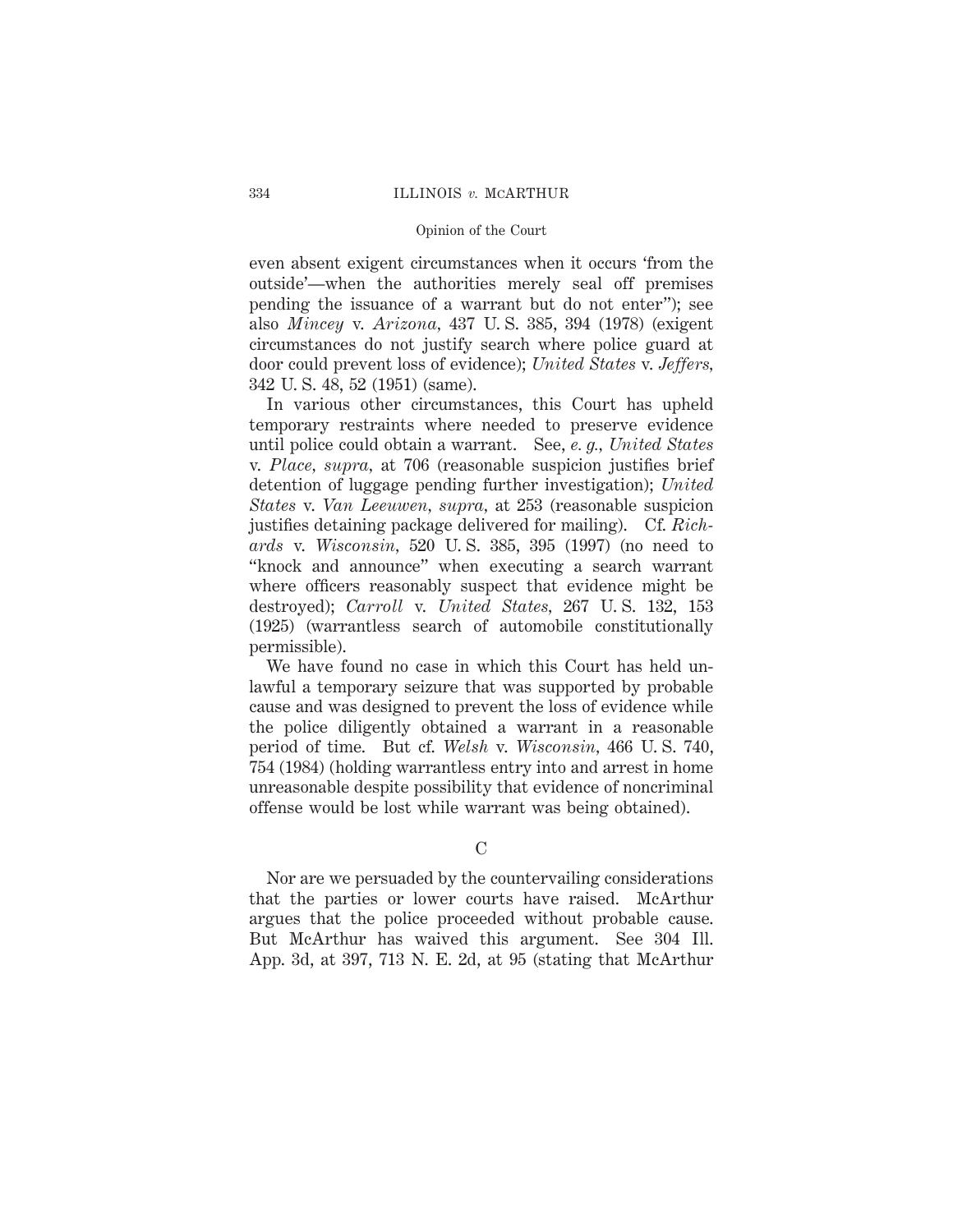even absent exigent circumstances when it occurs 'from the outside'—when the authorities merely seal off premises pending the issuance of a warrant but do not enter"); see also *Mincey* v. *Arizona*, 437 U. S. 385, 394 (1978) (exigent circumstances do not justify search where police guard at door could prevent loss of evidence); *United States* v. *Jeffers*, 342 U. S. 48, 52 (1951) (same).

In various other circumstances, this Court has upheld temporary restraints where needed to preserve evidence until police could obtain a warrant. See, *e. g., United States* v. *Place*, *supra*, at 706 (reasonable suspicion justifies brief detention of luggage pending further investigation); *United States* v. *Van Leeuwen*, *supra*, at 253 (reasonable suspicion justifies detaining package delivered for mailing). Cf. *Richards* v. *Wisconsin*, 520 U. S. 385, 395 (1997) (no need to "knock and announce" when executing a search warrant where officers reasonably suspect that evidence might be destroyed); *Carroll* v. *United States*, 267 U. S. 132, 153 (1925) (warrantless search of automobile constitutionally permissible).

We have found no case in which this Court has held unlawful a temporary seizure that was supported by probable cause and was designed to prevent the loss of evidence while the police diligently obtained a warrant in a reasonable period of time. But cf. *Welsh* v. *Wisconsin*, 466 U. S. 740, 754 (1984) (holding warrantless entry into and arrest in home unreasonable despite possibility that evidence of noncriminal offense would be lost while warrant was being obtained).

### C

Nor are we persuaded by the countervailing considerations that the parties or lower courts have raised. McArthur argues that the police proceeded without probable cause. But McArthur has waived this argument. See 304 Ill. App. 3d, at 397, 713 N. E. 2d, at 95 (stating that McArthur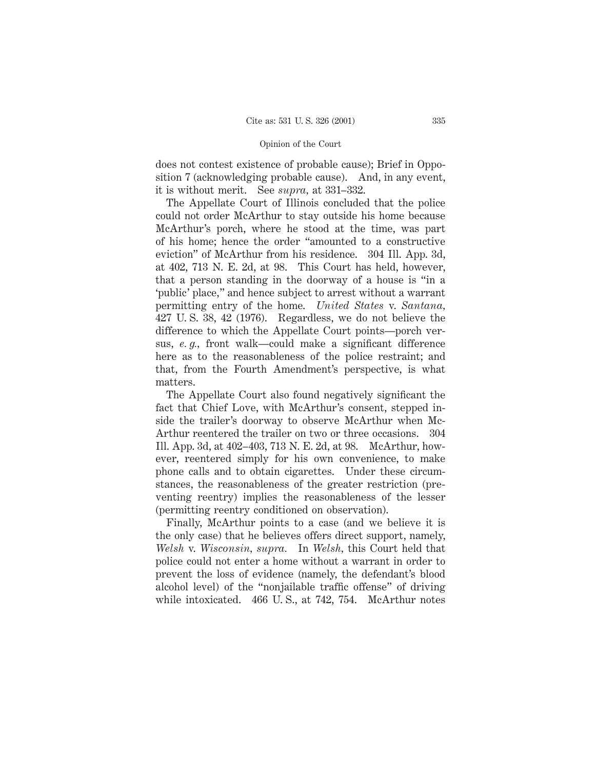does not contest existence of probable cause); Brief in Opposition 7 (acknowledging probable cause). And, in any event, it is without merit. See *supra*, at 331–332.

The Appellate Court of Illinois concluded that the police could not order McArthur to stay outside his home because McArthur's porch, where he stood at the time, was part of his home; hence the order "amounted to a constructive eviction" of McArthur from his residence. 304 Ill. App. 3d, at 402, 713 N. E. 2d, at 98. This Court has held, however, that a person standing in the doorway of a house is "in a 'public' place," and hence subject to arrest without a warrant permitting entry of the home. *United States* v. *Santana*, 427 U. S. 38, 42 (1976). Regardless, we do not believe the difference to which the Appellate Court points—porch versus, *e. g.*, front walk—could make a significant difference here as to the reasonableness of the police restraint; and that, from the Fourth Amendment's perspective, is what matters.

The Appellate Court also found negatively significant the fact that Chief Love, with McArthur's consent, stepped inside the trailer's doorway to observe McArthur when McArthur reentered the trailer on two or three occasions. 304 Ill. App. 3d, at 402–403, 713 N. E. 2d, at 98. McArthur, however, reentered simply for his own convenience, to make phone calls and to obtain cigarettes. Under these circumstances, the reasonableness of the greater restriction (preventing reentry) implies the reasonableness of the lesser (permitting reentry conditioned on observation).

Finally, McArthur points to a case (and we believe it is the only case) that he believes offers direct support, namely, *Welsh* v. *Wisconsin*, *supra*. In *Welsh*, this Court held that police could not enter a home without a warrant in order to prevent the loss of evidence (namely, the defendant's blood alcohol level) of the "nonjailable traffic offense" of driving while intoxicated. 466 U. S., at 742, 754. McArthur notes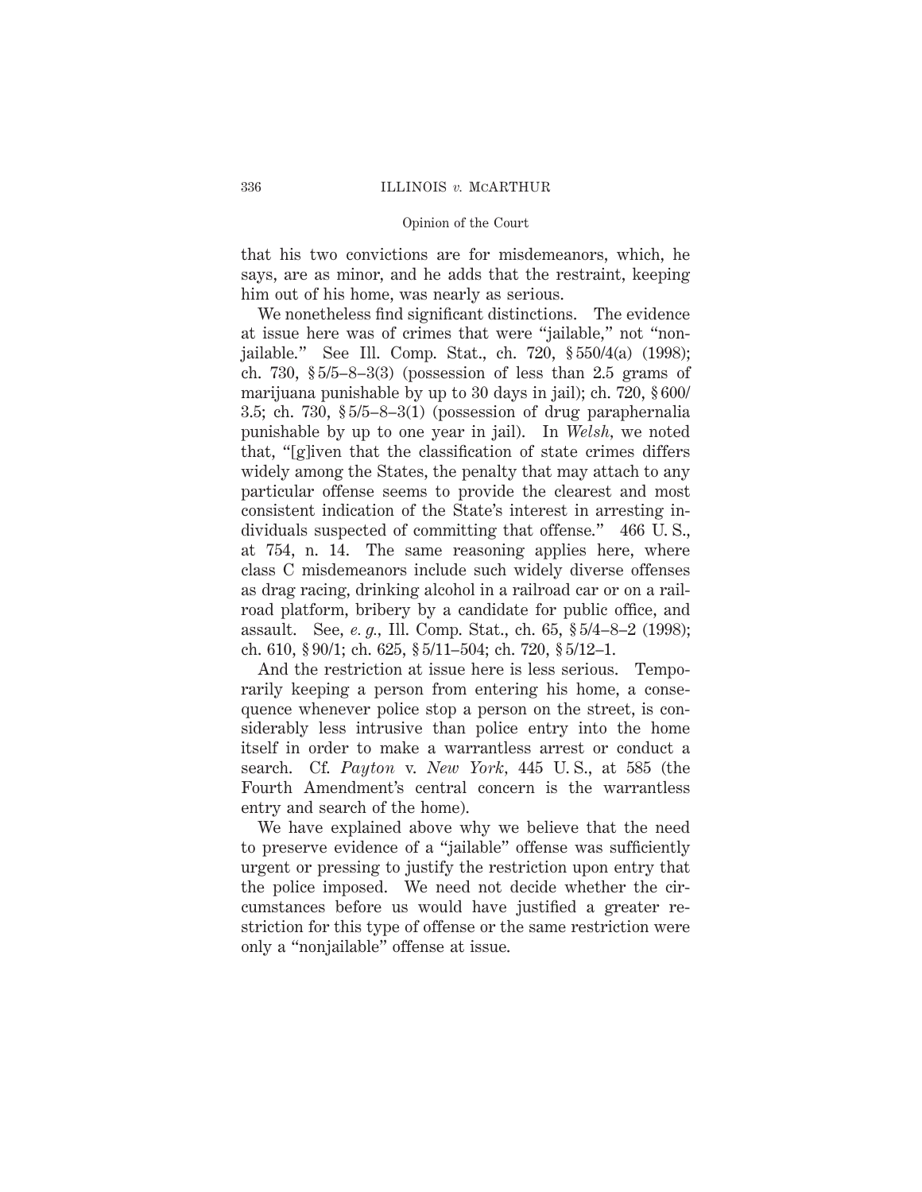that his two convictions are for misdemeanors, which, he says, are as minor, and he adds that the restraint, keeping him out of his home, was nearly as serious.

We nonetheless find significant distinctions. The evidence at issue here was of crimes that were "jailable," not "nonjailable." See Ill. Comp. Stat., ch. 720, § 550/4(a) (1998); ch. 730, § 5/5–8–3(3) (possession of less than 2.5 grams of marijuana punishable by up to 30 days in jail); ch. 720, § 600/3.5; ch. 730, § 5/5–8–3(1) (possession of drug paraphernalia punishable by up to one year in jail). In *Welsh*, we noted that, "[g]iven that the classification of state crimes differs widely among the States, the penalty that may attach to any particular offense seems to provide the clearest and most consistent indication of the State's interest in arresting individuals suspected of committing that offense." 466 U. S., at 754, n. 14. The same reasoning applies here, where class C misdemeanors include such widely diverse offenses as drag racing, drinking alcohol in a railroad car or on a railroad platform, bribery by a candidate for public office, and assault. See, *e. g.*, Ill. Comp. Stat., ch. 65, § 5/4–8–2 (1998); ch. 610, § 90/1; ch. 625, § 5/11–504; ch. 720, § 5/12–1.

And the restriction at issue here is less serious. Temporarily keeping a person from entering his home, a consequence whenever police stop a person on the street, is considerably less intrusive than police entry into the home itself in order to make a warrantless arrest or conduct a search. Cf. *Payton* v. *New York*, 445 U. S., at 585 (the Fourth Amendment's central concern is the warrantless entry and search of the home).

We have explained above why we believe that the need to preserve evidence of a "jailable" offense was sufficiently urgent or pressing to justify the restriction upon entry that the police imposed. We need not decide whether the circumstances before us would have justified a greater restriction for this type of offense or the same restriction were only a "nonjailable" offense at issue.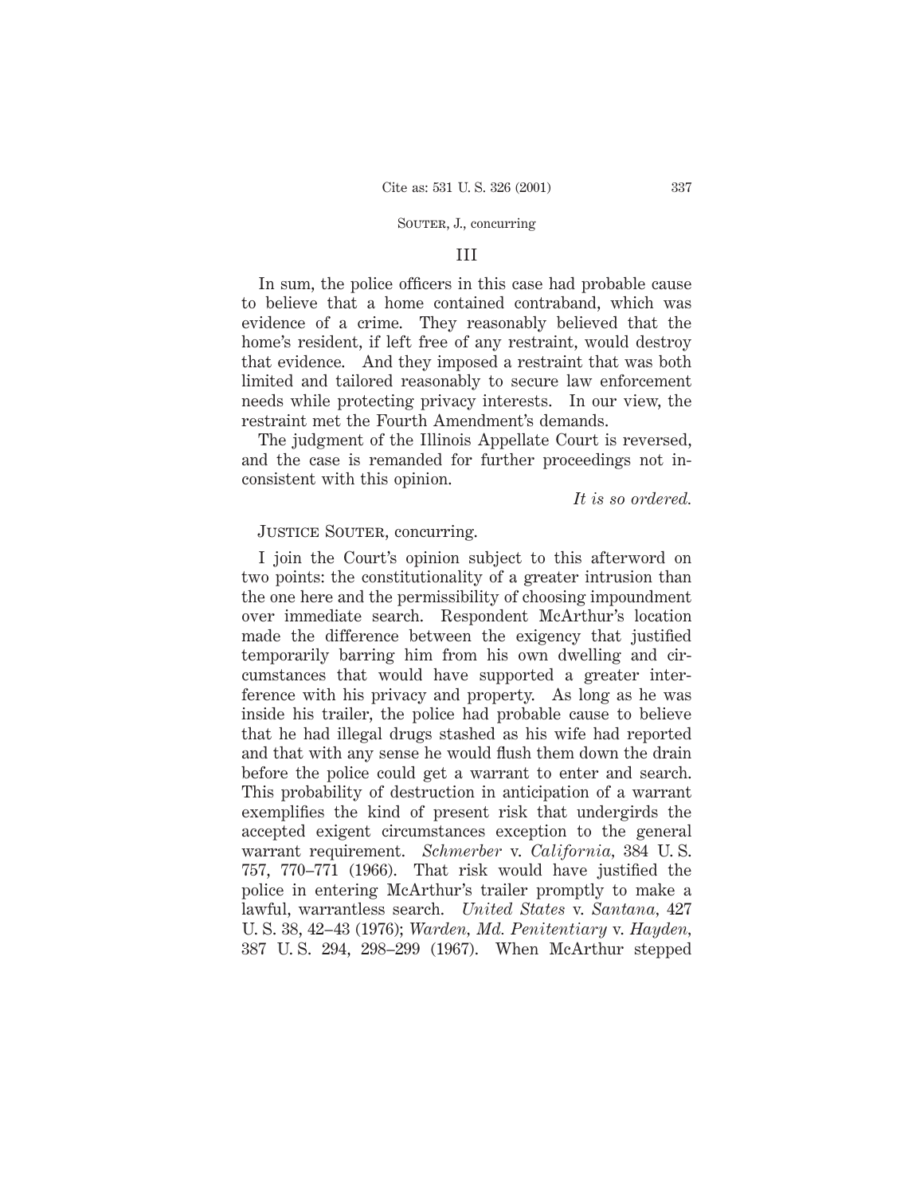### III

In sum, the police officers in this case had probable cause to believe that a home contained contraband, which was evidence of a crime. They reasonably believed that the home's resident, if left free of any restraint, would destroy that evidence. And they imposed a restraint that was both limited and tailored reasonably to secure law enforcement needs while protecting privacy interests. In our view, the restraint met the Fourth Amendment's demands.

The judgment of the Illinois Appellate Court is reversed, and the case is remanded for further proceedings not inconsistent with this opinion.

*It is so ordered.*

JUSTICE SOUTER, concurring.

I join the Court's opinion subject to this afterword on two points: the constitutionality of a greater intrusion than the one here and the permissibility of choosing impoundment over immediate search. Respondent McArthur's location made the difference between the exigency that justified temporarily barring him from his own dwelling and circumstances that would have supported a greater interference with his privacy and property. As long as he was inside his trailer, the police had probable cause to believe that he had illegal drugs stashed as his wife had reported and that with any sense he would flush them down the drain before the police could get a warrant to enter and search. This probability of destruction in anticipation of a warrant exemplifies the kind of present risk that undergirds the accepted exigent circumstances exception to the general warrant requirement. *Schmerber* v. *California*, 384 U. S. 757, 770–771 (1966). That risk would have justified the police in entering McArthur's trailer promptly to make a lawful, warrantless search. *United States* v. *Santana*, 427 U. S. 38, 42–43 (1976); *Warden, Md. Penitentiary* v. *Hayden*, 387 U. S. 294, 298–299 (1967). When McArthur stepped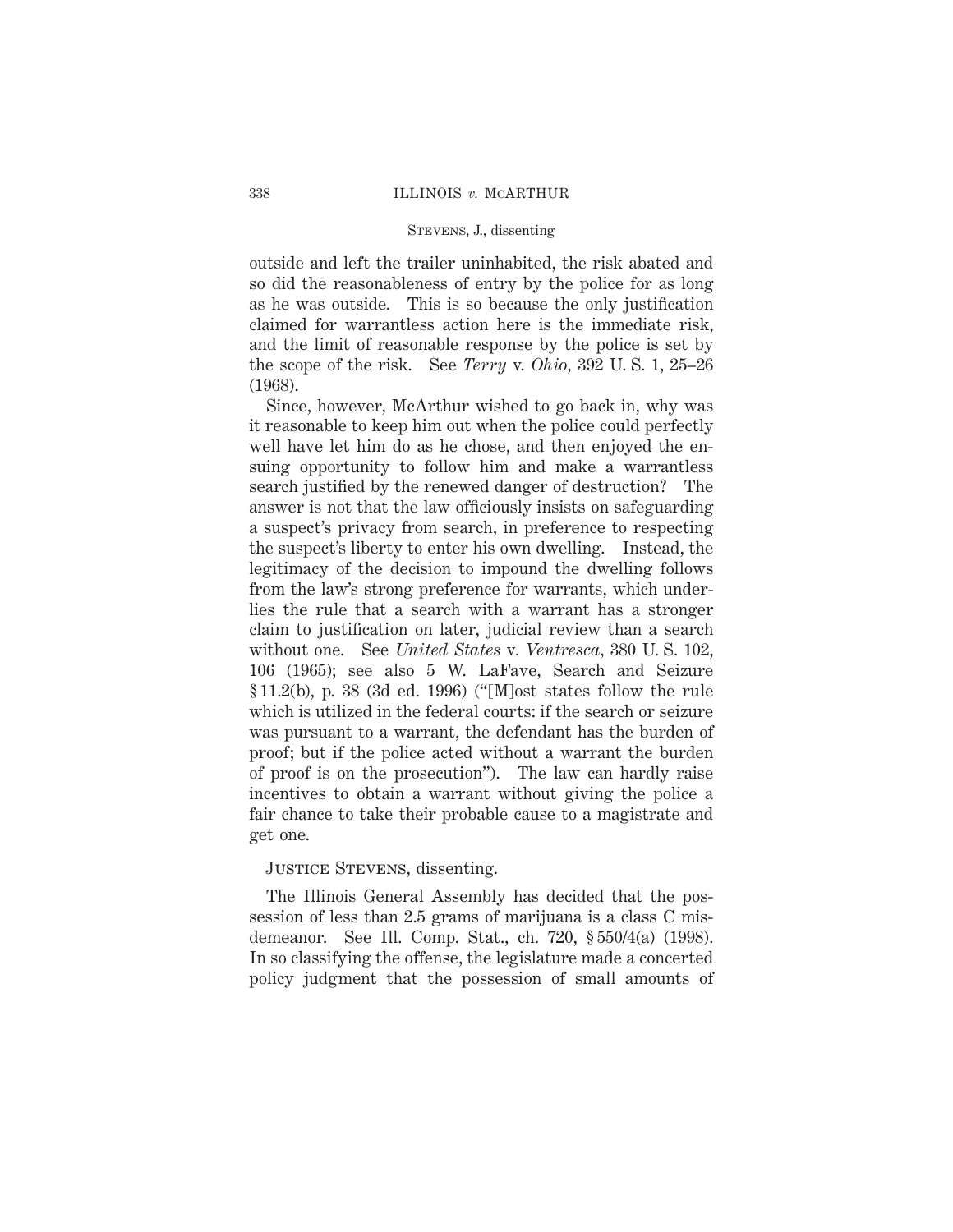outside and left the trailer uninhabited, the risk abated and so did the reasonableness of entry by the police for as long as he was outside. This is so because the only justification claimed for warrantless action here is the immediate risk, and the limit of reasonable response by the police is set by the scope of the risk. See *Terry* v. *Ohio*, 392 U. S. 1, 25–26 (1968).

Since, however, McArthur wished to go back in, why was it reasonable to keep him out when the police could perfectly well have let him do as he chose, and then enjoyed the ensuing opportunity to follow him and make a warrantless search justified by the renewed danger of destruction? The answer is not that the law officiously insists on safeguarding a suspect's privacy from search, in preference to respecting the suspect's liberty to enter his own dwelling. Instead, the legitimacy of the decision to impound the dwelling follows from the law's strong preference for warrants, which underlies the rule that a search with a warrant has a stronger claim to justification on later, judicial review than a search without one. See *United States* v. *Ventresca*, 380 U. S. 102, 106 (1965); see also 5 W. LaFave, Search and Seizure § 11.2(b), p. 38 (3d ed. 1996) ("[M]ost states follow the rule which is utilized in the federal courts: if the search or seizure was pursuant to a warrant, the defendant has the burden of proof; but if the police acted without a warrant the burden of proof is on the prosecution"). The law can hardly raise incentives to obtain a warrant without giving the police a fair chance to take their probable cause to a magistrate and get one.

JUSTICE STEVENS, dissenting.

The Illinois General Assembly has decided that the possession of less than 2.5 grams of marijuana is a class C misdemeanor. See Ill. Comp. Stat., ch. 720, § 550/4(a) (1998). In so classifying the offense, the legislature made a concerted policy judgment that the possession of small amounts of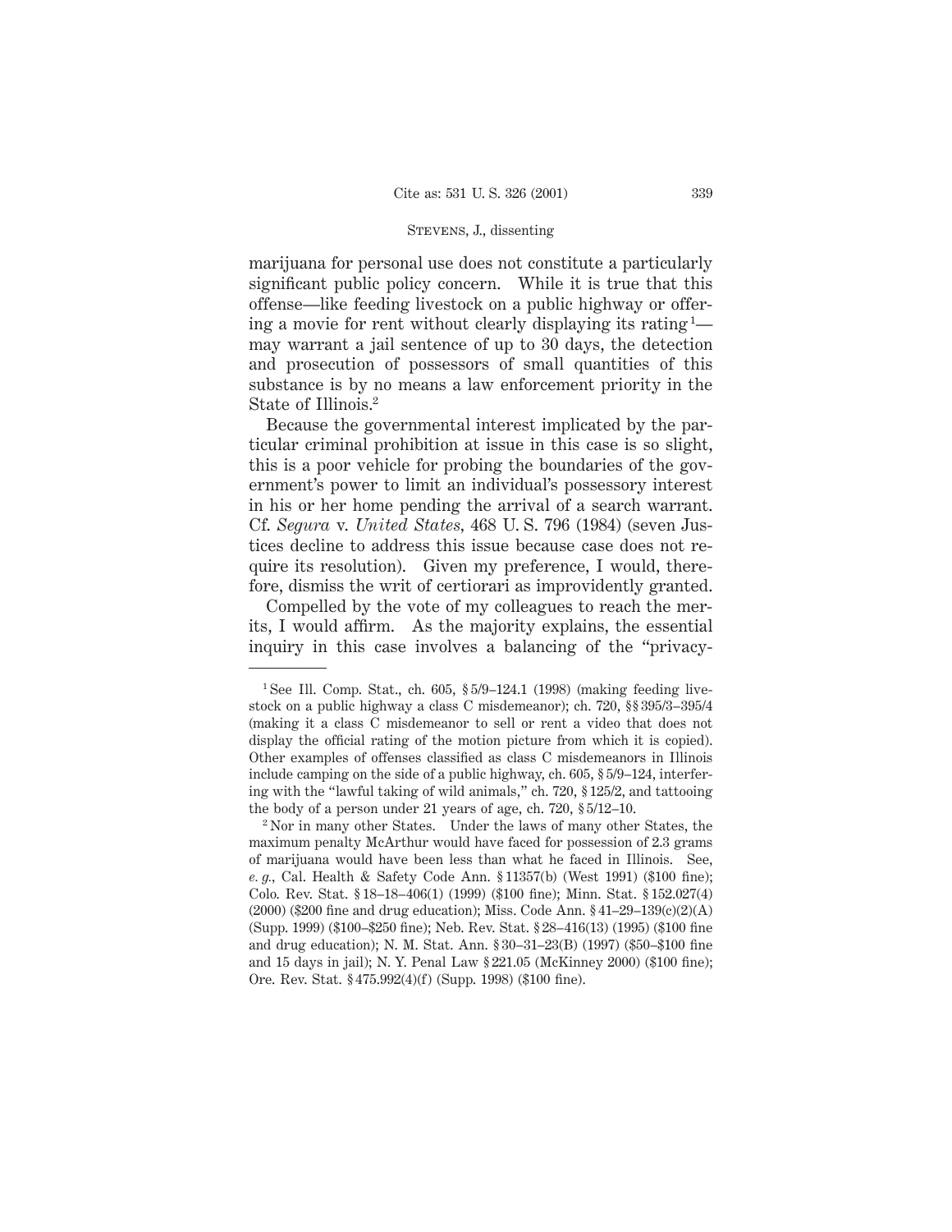marijuana for personal use does not constitute a particularly significant public policy concern. While it is true that this offense—like feeding livestock on a public highway or offering a movie for rent without clearly displaying its rating[1]—may warrant a jail sentence of up to 30 days, the detection and prosecution of possessors of small quantities of this substance is by no means a law enforcement priority in the State of Illinois.[2]

Because the governmental interest implicated by the particular criminal prohibition at issue in this case is so slight, this is a poor vehicle for probing the boundaries of the government's power to limit an individual's possessory interest in his or her home pending the arrival of a search warrant. Cf. *Segura* v. *United States*, 468 U. S. 796 (1984) (seven Justices decline to address this issue because case does not require its resolution). Given my preference, I would, therefore, dismiss the writ of certiorari as improvidently granted.

Compelled by the vote of my colleagues to reach the merits, I would affirm. As the majority explains, the essential inquiry in this case involves a balancing of the "privacy-

---

[1] See Ill. Comp. Stat., ch. 605, § 5/9–124.1 (1998) (making feeding livestock on a public highway a class C misdemeanor); ch. 720, §§ 395/3–395/4 (making it a class C misdemeanor to sell or rent a video that does not display the official rating of the motion picture from which it is copied). Other examples of offenses classified as class C misdemeanors in Illinois include camping on the side of a public highway, ch. 605, § 5/9–124, interfering with the "lawful taking of wild animals," ch. 720, § 125/2, and tattooing the body of a person under 21 years of age, ch. 720, § 5/12–10.

[2] Nor in many other States. Under the laws of many other States, the maximum penalty McArthur would have faced for possession of 2.3 grams of marijuana would have been less than what he faced in Illinois. See, *e. g.*, Cal. Health & Safety Code Ann. § 11357(b) (West 1991) ($100 fine); Colo. Rev. Stat. § 18–18–406(1) (1999) ($100 fine); Minn. Stat. § 152.027(4) (2000) ($200 fine and drug education); Miss. Code Ann. § 41–29–139(c)(2)(A) (Supp. 1999) ($100–$250 fine); Neb. Rev. Stat. § 28–416(13) (1995) ($100 fine and drug education); N. M. Stat. Ann. § 30–31–23(B) (1997) ($50–$100 fine and 15 days in jail); N. Y. Penal Law § 221.05 (McKinney 2000) ($100 fine); Ore. Rev. Stat. § 475.992(4)(f) (Supp. 1998) ($100 fine).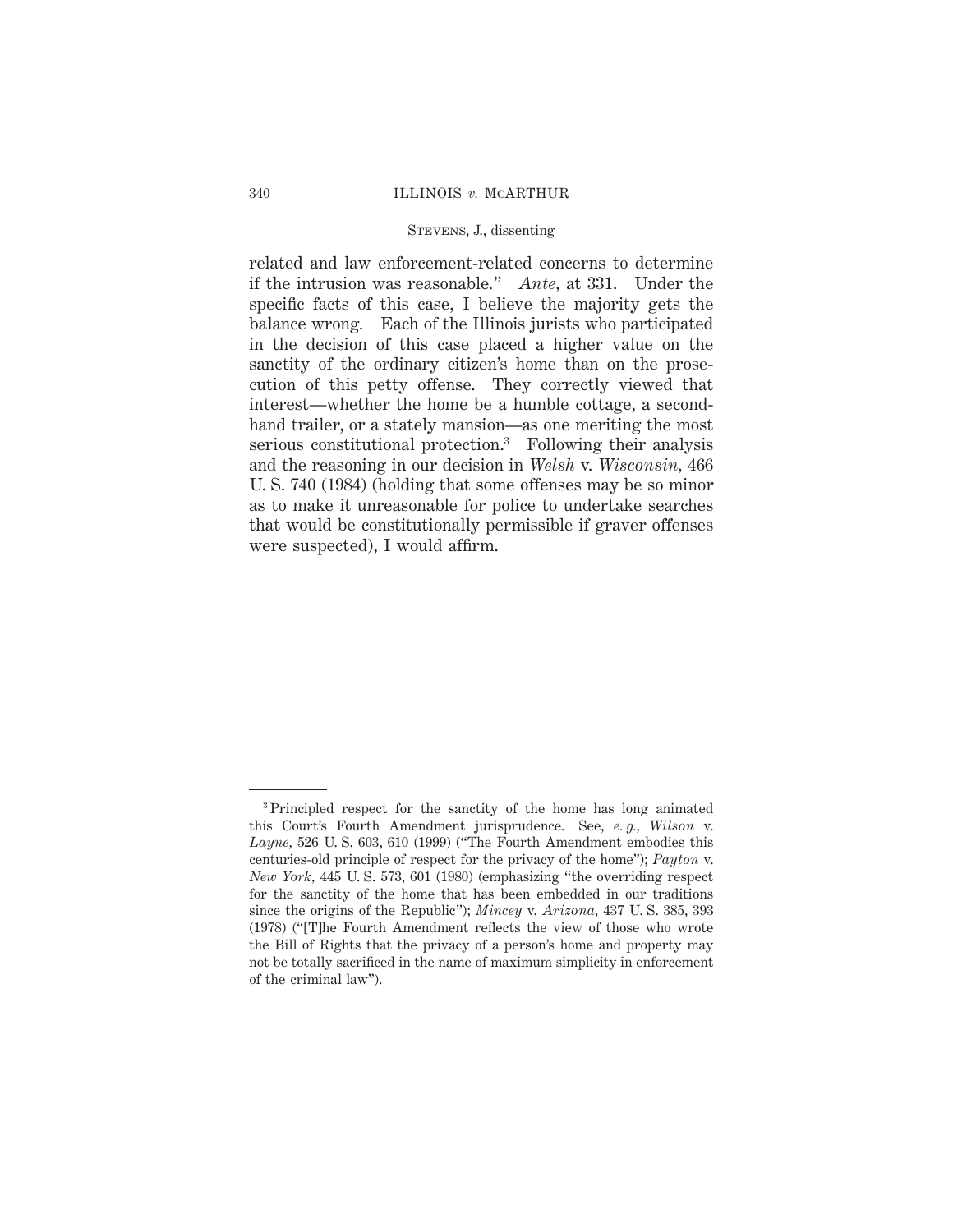related and law enforcement-related concerns to determine if the intrusion was reasonable." *Ante*, at 331. Under the specific facts of this case, I believe the majority gets the balance wrong. Each of the Illinois jurists who participated in the decision of this case placed a higher value on the sanctity of the ordinary citizen's home than on the prosecution of this petty offense. They correctly viewed that interest—whether the home be a humble cottage, a secondhand trailer, or a stately mansion—as one meriting the most serious constitutional protection.[3] Following their analysis and the reasoning in our decision in *Welsh* v. *Wisconsin*, 466 U. S. 740 (1984) (holding that some offenses may be so minor as to make it unreasonable for police to undertake searches that would be constitutionally permissible if graver offenses were suspected), I would affirm.

---

[3] Principled respect for the sanctity of the home has long animated this Court's Fourth Amendment jurisprudence. See, *e. g., Wilson* v. *Layne*, 526 U. S. 603, 610 (1999) ("The Fourth Amendment embodies this centuries-old principle of respect for the privacy of the home"); *Payton* v. *New York*, 445 U. S. 573, 601 (1980) (emphasizing "the overriding respect for the sanctity of the home that has been embedded in our traditions since the origins of the Republic"); *Mincey* v. *Arizona*, 437 U. S. 385, 393 (1978) ("[T]he Fourth Amendment reflects the view of those who wrote the Bill of Rights that the privacy of a person's home and property may not be totally sacrificed in the name of maximum simplicity in enforcement of the criminal law").